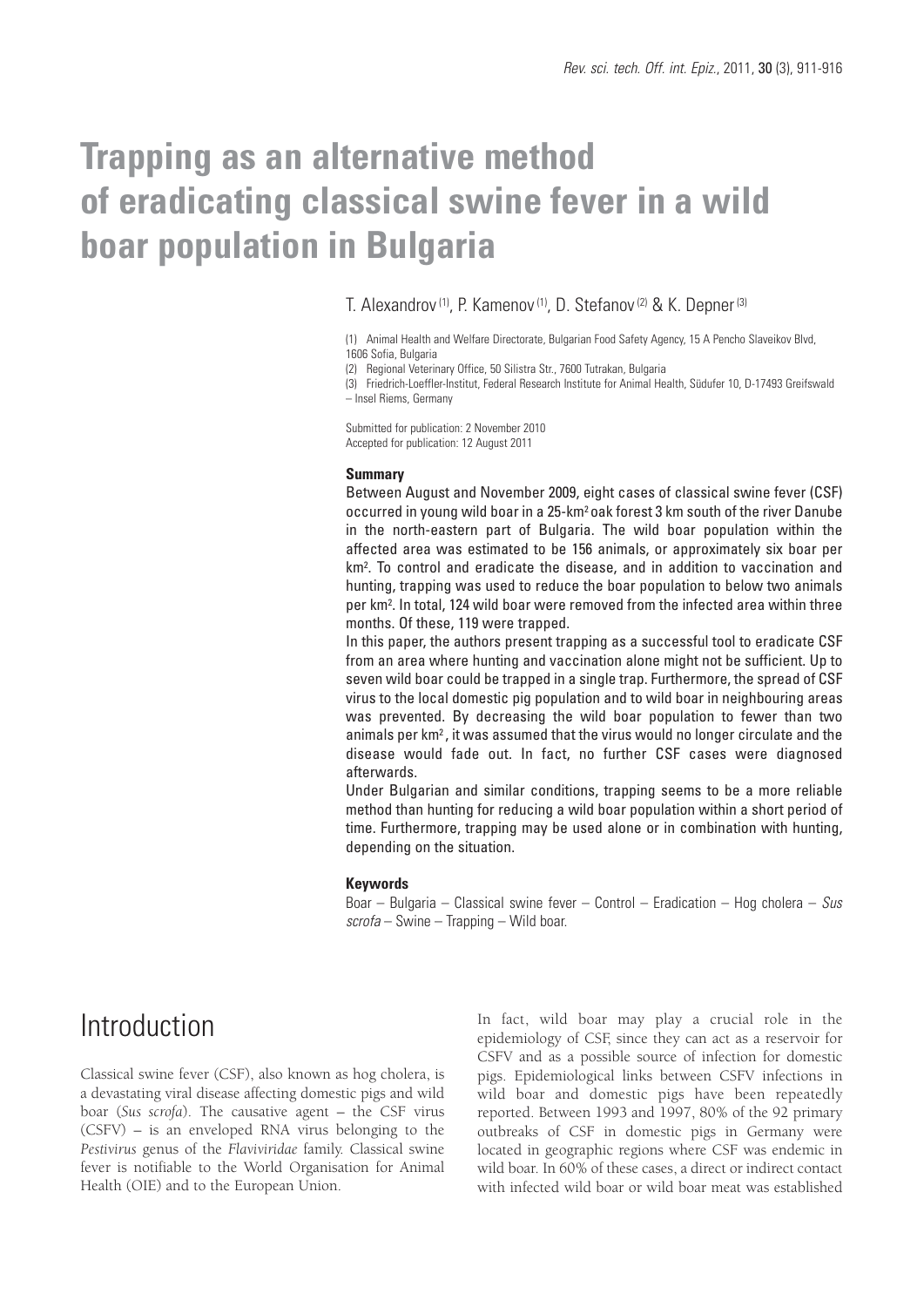# Trapping as an alternative method of eradicating classical swine fever in a wild boar population in Bulgaria

T. Alexandrov [1], P. Kamenov [1], D. Stefanov [2] & K. Depner [3]

(1) Animal Health and Welfare Directorate, Bulgarian Food Safety Agency, 15 A Pencho Slaveikov Blvd, 1606 Sofia, Bulgaria

(2) Regional Veterinary Office, 50 Silistra Str., 7600 Tutrakan, Bulgaria

(3) Friedrich-Loeffler-Institut, Federal Research Institute for Animal Health, Südufer 10, D-17493 Greifswald – Insel Riems, Germany

Submitted for publication: 2 November 2010
Accepted for publication: 12 August 2011

## Summary

Between August and November 2009, eight cases of classical swine fever (CSF) occurred in young wild boar in a 25-km² oak forest 3 km south of the river Danube in the north-eastern part of Bulgaria. The wild boar population within the affected area was estimated to be 156 animals, or approximately six boar per km². To control and eradicate the disease, and in addition to vaccination and hunting, trapping was used to reduce the boar population to below two animals per km². In total, 124 wild boar were removed from the infected area within three months. Of these, 119 were trapped.

In this paper, the authors present trapping as a successful tool to eradicate CSF from an area where hunting and vaccination alone might not be sufficient. Up to seven wild boar could be trapped in a single trap. Furthermore, the spread of CSF virus to the local domestic pig population and to wild boar in neighbouring areas was prevented. By decreasing the wild boar population to fewer than two animals per km², it was assumed that the virus would no longer circulate and the disease would fade out. In fact, no further CSF cases were diagnosed afterwards.

Under Bulgarian and similar conditions, trapping seems to be a more reliable method than hunting for reducing a wild boar population within a short period of time. Furthermore, trapping may be used alone or in combination with hunting, depending on the situation.

### Keywords

Boar – Bulgaria – Classical swine fever – Control – Eradication – Hog cholera – *Sus scrofa* – Swine – Trapping – Wild boar.

## Introduction

Classical swine fever (CSF), also known as hog cholera, is a devastating viral disease affecting domestic pigs and wild boar (*Sus scrofa*). The causative agent – the CSF virus (CSFV) – is an enveloped RNA virus belonging to the *Pestivirus* genus of the *Flaviviridae* family. Classical swine fever is notifiable to the World Organisation for Animal Health (OIE) and to the European Union.

In fact, wild boar may play a crucial role in the epidemiology of CSF, since they can act as a reservoir for CSFV and as a possible source of infection for domestic pigs. Epidemiological links between CSFV infections in wild boar and domestic pigs have been repeatedly reported. Between 1993 and 1997, 80% of the 92 primary outbreaks of CSF in domestic pigs in Germany were located in geographic regions where CSF was endemic in wild boar. In 60% of these cases, a direct or indirect contact with infected wild boar or wild boar meat was established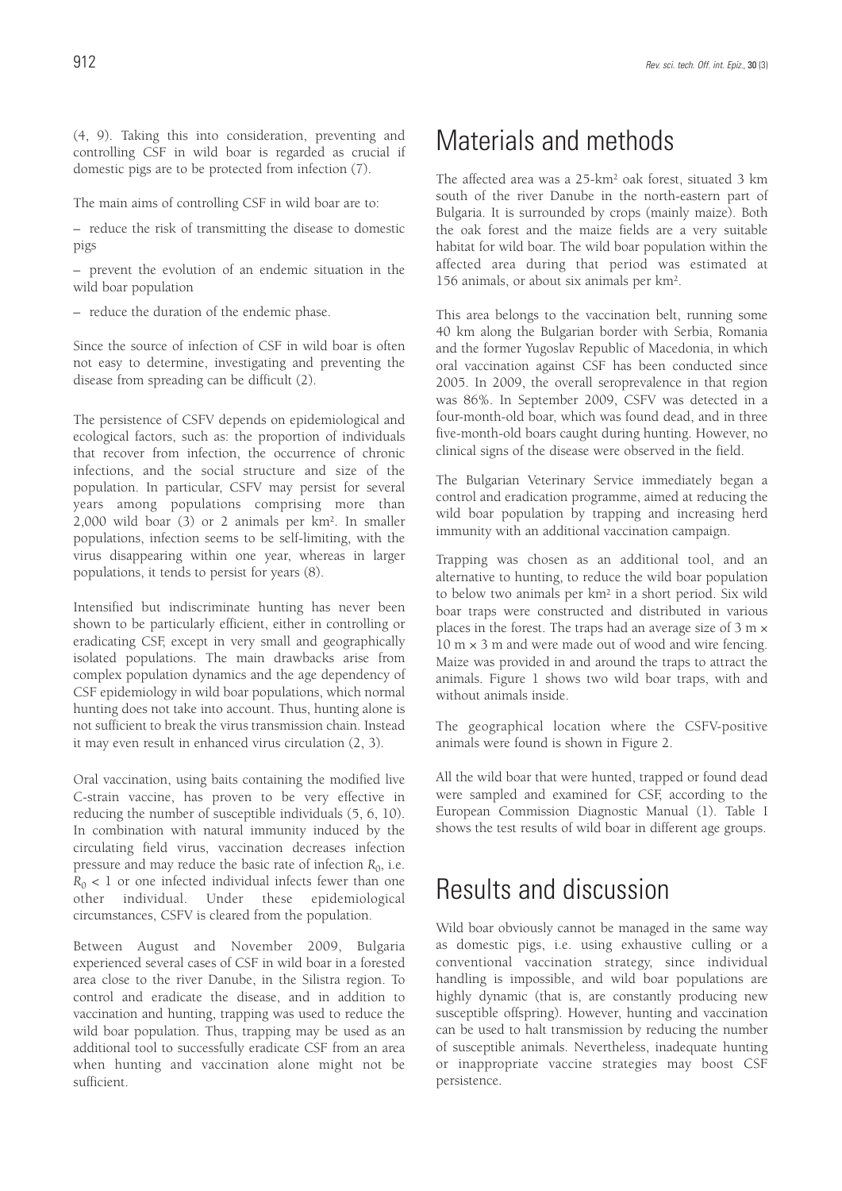(4, 9). Taking this into consideration, preventing and controlling CSF in wild boar is regarded as crucial if domestic pigs are to be protected from infection (7).

The main aims of controlling CSF in wild boar are to:

– reduce the risk of transmitting the disease to domestic pigs

– prevent the evolution of an endemic situation in the wild boar population

– reduce the duration of the endemic phase.

Since the source of infection of CSF in wild boar is often not easy to determine, investigating and preventing the disease from spreading can be difficult (2).

The persistence of CSFV depends on epidemiological and ecological factors, such as: the proportion of individuals that recover from infection, the occurrence of chronic infections, and the social structure and size of the population. In particular, CSFV may persist for several years among populations comprising more than 2,000 wild boar (3) or 2 animals per km². In smaller populations, infection seems to be self-limiting, with the virus disappearing within one year, whereas in larger populations, it tends to persist for years (8).

Intensified but indiscriminate hunting has never been shown to be particularly efficient, either in controlling or eradicating CSF, except in very small and geographically isolated populations. The main drawbacks arise from complex population dynamics and the age dependency of CSF epidemiology in wild boar populations, which normal hunting does not take into account. Thus, hunting alone is not sufficient to break the virus transmission chain. Instead it may even result in enhanced virus circulation (2, 3).

Oral vaccination, using baits containing the modified live C-strain vaccine, has proven to be very effective in reducing the number of susceptible individuals (5, 6, 10). In combination with natural immunity induced by the circulating field virus, vaccination decreases infection pressure and may reduce the basic rate of infection $R_0$, i.e. $R_0 < 1$ or one infected individual infects fewer than one other individual. Under these epidemiological circumstances, CSFV is cleared from the population.

Between August and November 2009, Bulgaria experienced several cases of CSF in wild boar in a forested area close to the river Danube, in the Silistra region. To control and eradicate the disease, and in addition to vaccination and hunting, trapping was used to reduce the wild boar population. Thus, trapping may be used as an additional tool to successfully eradicate CSF from an area when hunting and vaccination alone might not be sufficient.

# Materials and methods

The affected area was a 25-km² oak forest, situated 3 km south of the river Danube in the north-eastern part of Bulgaria. It is surrounded by crops (mainly maize). Both the oak forest and the maize fields are a very suitable habitat for wild boar. The wild boar population within the affected area during that period was estimated at 156 animals, or about six animals per km².

This area belongs to the vaccination belt, running some 40 km along the Bulgarian border with Serbia, Romania and the former Yugoslav Republic of Macedonia, in which oral vaccination against CSF has been conducted since 2005. In 2009, the overall seroprevalence in that region was 86%. In September 2009, CSFV was detected in a four-month-old boar, which was found dead, and in three five-month-old boars caught during hunting. However, no clinical signs of the disease were observed in the field.

The Bulgarian Veterinary Service immediately began a control and eradication programme, aimed at reducing the wild boar population by trapping and increasing herd immunity with an additional vaccination campaign.

Trapping was chosen as an additional tool, and an alternative to hunting, to reduce the wild boar population to below two animals per km² in a short period. Six wild boar traps were constructed and distributed in various places in the forest. The traps had an average size of 3 m × 10 m × 3 m and were made out of wood and wire fencing. Maize was provided in and around the traps to attract the animals. Figure 1 shows two wild boar traps, with and without animals inside.

The geographical location where the CSFV-positive animals were found is shown in Figure 2.

All the wild boar that were hunted, trapped or found dead were sampled and examined for CSF, according to the European Commission Diagnostic Manual (1). Table I shows the test results of wild boar in different age groups.

# Results and discussion

Wild boar obviously cannot be managed in the same way as domestic pigs, i.e. using exhaustive culling or a conventional vaccination strategy, since individual handling is impossible, and wild boar populations are highly dynamic (that is, are constantly producing new susceptible offspring). However, hunting and vaccination can be used to halt transmission by reducing the number of susceptible animals. Nevertheless, inadequate hunting or inappropriate vaccine strategies may boost CSF persistence.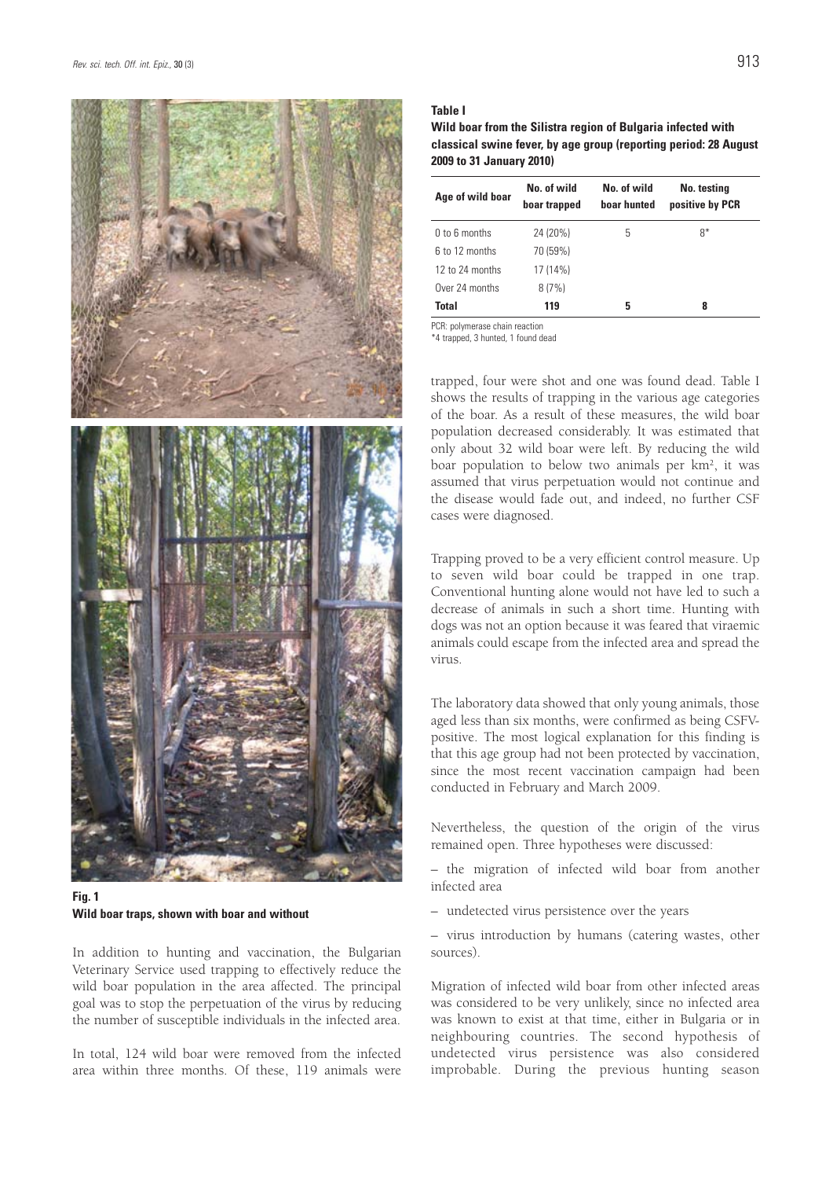Fig. 1
Wild boar traps, shown with boar and without

In addition to hunting and vaccination, the Bulgarian Veterinary Service used trapping to effectively reduce the wild boar population in the area affected. The principal goal was to stop the perpetuation of the virus by reducing the number of susceptible individuals in the infected area.

In total, 124 wild boar were removed from the infected area within three months. Of these, 119 animals were trapped, four were shot and one was found dead. Table I shows the results of trapping in the various age categories of the boar. As a result of these measures, the wild boar population decreased considerably. It was estimated that only about 32 wild boar were left. By reducing the wild boar population to below two animals per km², it was assumed that virus perpetuation would not continue and the disease would fade out, and indeed, no further CSF cases were diagnosed.

**Table I**
**Wild boar from the Silistra region of Bulgaria infected with classical swine fever, by age group (reporting period: 28 August 2009 to 31 January 2010)**

| Age of wild boar | No. of wild boar trapped | No. of wild boar hunted | No. testing positive by PCR |
|---|---|---|---|
| 0 to 6 months | 24 (20%) | 5 | 8* |
| 6 to 12 months | 70 (59%) | | |
| 12 to 24 months | 17 (14%) | | |
| Over 24 months | 8 (7%) | | |
| **Total** | **119** | **5** | **8** |

PCR: polymerase chain reaction
*4 trapped, 3 hunted, 1 found dead

Trapping proved to be a very efficient control measure. Up to seven wild boar could be trapped in one trap. Conventional hunting alone would not have led to such a decrease of animals in such a short time. Hunting with dogs was not an option because it was feared that viraemic animals could escape from the infected area and spread the virus.

The laboratory data showed that only young animals, those aged less than six months, were confirmed as being CSFV-positive. The most logical explanation for this finding is that this age group had not been protected by vaccination, since the most recent vaccination campaign had been conducted in February and March 2009.

Nevertheless, the question of the origin of the virus remained open. Three hypotheses were discussed:

– the migration of infected wild boar from another infected area

– undetected virus persistence over the years

– virus introduction by humans (catering wastes, other sources).

Migration of infected wild boar from other infected areas was considered to be very unlikely, since no infected area was known to exist at that time, either in Bulgaria or in neighbouring countries. The second hypothesis of undetected virus persistence was also considered improbable. During the previous hunting season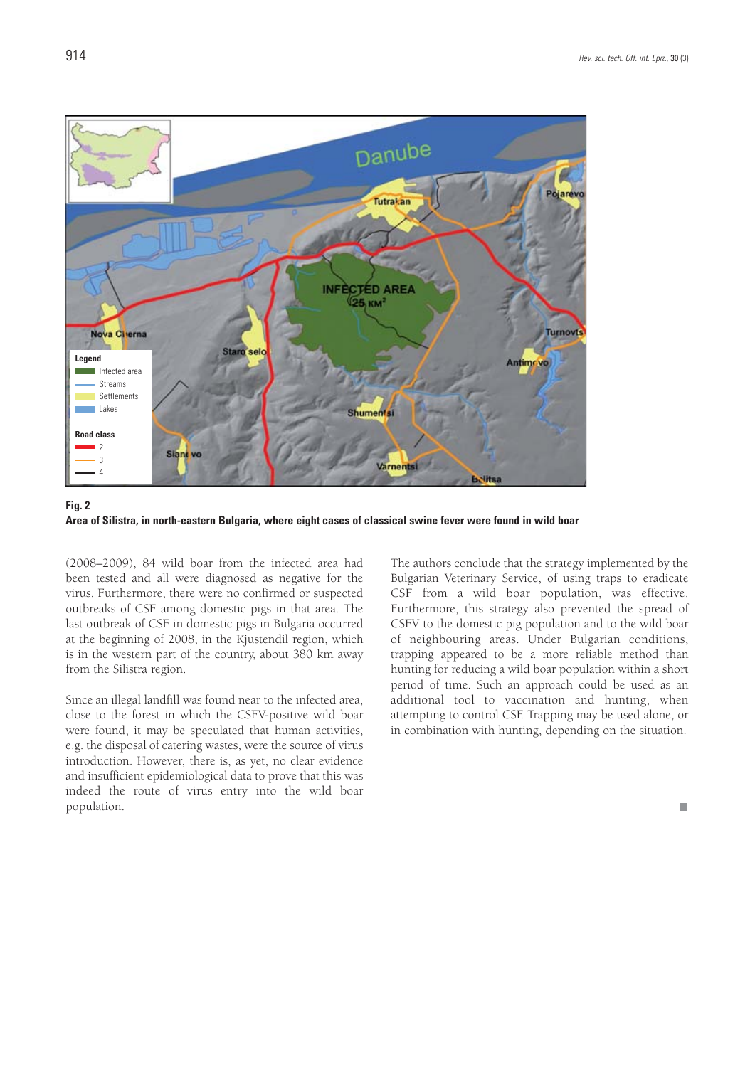**Fig. 2**
**Area of Silistra, in north-eastern Bulgaria, where eight cases of classical swine fever were found in wild boar**

(2008–2009), 84 wild boar from the infected area had been tested and all were diagnosed as negative for the virus. Furthermore, there were no confirmed or suspected outbreaks of CSF among domestic pigs in that area. The last outbreak of CSF in domestic pigs in Bulgaria occurred at the beginning of 2008, in the Kjustendil region, which is in the western part of the country, about 380 km away from the Silistra region.

Since an illegal landfill was found near to the infected area, close to the forest in which the CSFV-positive wild boar were found, it may be speculated that human activities, e.g. the disposal of catering wastes, were the source of virus introduction. However, there is, as yet, no clear evidence and insufficient epidemiological data to prove that this was indeed the route of virus entry into the wild boar population.

The authors conclude that the strategy implemented by the Bulgarian Veterinary Service, of using traps to eradicate CSF from a wild boar population, was effective. Furthermore, this strategy also prevented the spread of CSFV to the domestic pig population and to the wild boar of neighbouring areas. Under Bulgarian conditions, trapping appeared to be a more reliable method than hunting for reducing a wild boar population within a short period of time. Such an approach could be used as an additional tool to vaccination and hunting, when attempting to control CSF. Trapping may be used alone, or in combination with hunting, depending on the situation.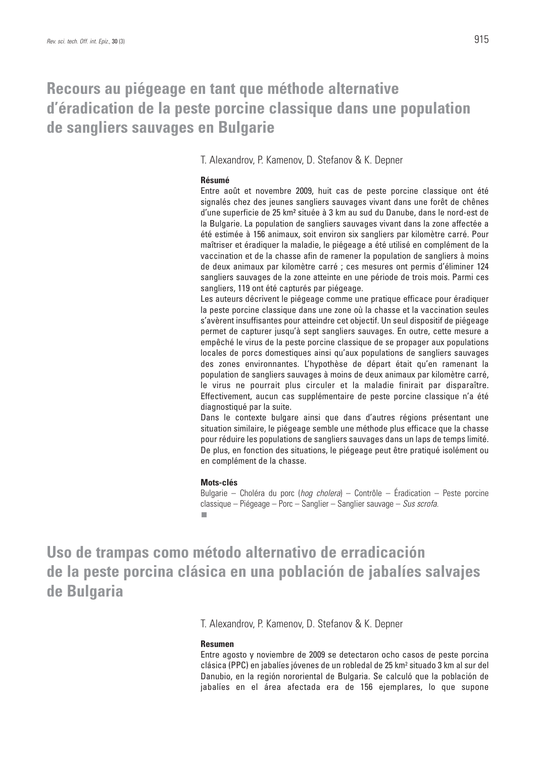# Recours au piégeage en tant que méthode alternative d'éradication de la peste porcine classique dans une population de sangliers sauvages en Bulgarie

T. Alexandrov, P. Kamenov, D. Stefanov & K. Depner

**Résumé**

Entre août et novembre 2009, huit cas de peste porcine classique ont été signalés chez des jeunes sangliers sauvages vivant dans une forêt de chênes d'une superficie de 25 km² située à 3 km au sud du Danube, dans le nord-est de la Bulgarie. La population de sangliers sauvages vivant dans la zone affectée a été estimée à 156 animaux, soit environ six sangliers par kilomètre carré. Pour maîtriser et éradiquer la maladie, le piégeage a été utilisé en complément de la vaccination et de la chasse afin de ramener la population de sangliers à moins de deux animaux par kilomètre carré ; ces mesures ont permis d'éliminer 124 sangliers sauvages de la zone atteinte en une période de trois mois. Parmi ces sangliers, 119 ont été capturés par piégeage.

Les auteurs décrivent le piégeage comme une pratique efficace pour éradiquer la peste porcine classique dans une zone où la chasse et la vaccination seules s'avèrent insuffisantes pour atteindre cet objectif. Un seul dispositif de piégeage permet de capturer jusqu'à sept sangliers sauvages. En outre, cette mesure a empêché le virus de la peste porcine classique de se propager aux populations locales de porcs domestiques ainsi qu'aux populations de sangliers sauvages des zones environnantes. L'hypothèse de départ était qu'en ramenant la population de sangliers sauvages à moins de deux animaux par kilomètre carré, le virus ne pourrait plus circuler et la maladie finirait par disparaître. Effectivement, aucun cas supplémentaire de peste porcine classique n'a été diagnostiqué par la suite.

Dans le contexte bulgare ainsi que dans d'autres régions présentant une situation similaire, le piégeage semble une méthode plus efficace que la chasse pour réduire les populations de sangliers sauvages dans un laps de temps limité. De plus, en fonction des situations, le piégeage peut être pratiqué isolément ou en complément de la chasse.

**Mots-clés**

Bulgarie – Choléra du porc (*hog cholera*) – Contrôle – Éradication – Peste porcine classique – Piégeage – Porc – Sanglier – Sanglier sauvage – *Sus scrofa.*

# Uso de trampas como método alternativo de erradicación de la peste porcina clásica en una población de jabalíes salvajes de Bulgaria

T. Alexandrov, P. Kamenov, D. Stefanov & K. Depner

**Resumen**

Entre agosto y noviembre de 2009 se detectaron ocho casos de peste porcina clásica (PPC) en jabalíes jóvenes de un robledal de 25 km² situado 3 km al sur del Danubio, en la región nororiental de Bulgaria. Se calculó que la población de jabalíes en el área afectada era de 156 ejemplares, lo que supone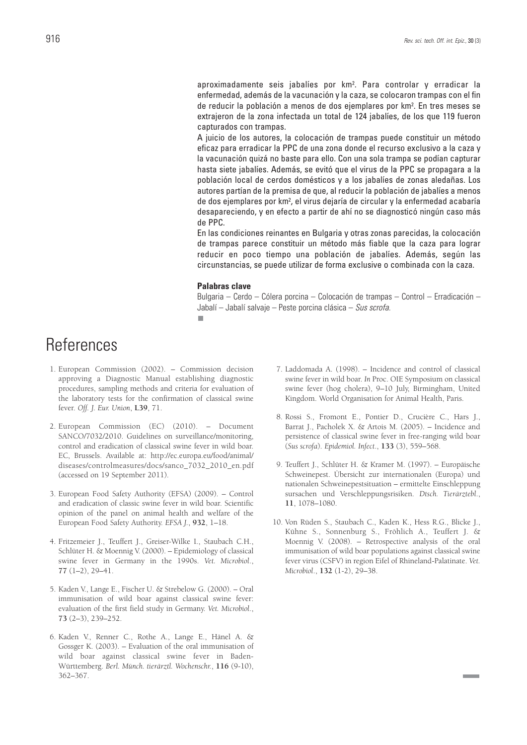aproximadamente seis jabalíes por km². Para controlar y erradicar la enfermedad, además de la vacunación y la caza, se colocaron trampas con el fin de reducir la población a menos de dos ejemplares por km². En tres meses se extrajeron de la zona infectada un total de 124 jabalíes, de los que 119 fueron capturados con trampas.

A juicio de los autores, la colocación de trampas puede constituir un método eficaz para erradicar la PPC de una zona donde el recurso exclusivo a la caza y la vacunación quizá no baste para ello. Con una sola trampa se podían capturar hasta siete jabalíes. Además, se evitó que el virus de la PPC se propagara a la población local de cerdos domésticos y a los jabalíes de zonas aledañas. Los autores partían de la premisa de que, al reducir la población de jabalíes a menos de dos ejemplares por km², el virus dejaría de circular y la enfermedad acabaría desapareciendo, y en efecto a partir de ahí no se diagnosticó ningún caso más de PPC.

En las condiciones reinantes en Bulgaria y otras zonas parecidas, la colocación de trampas parece constituir un método más fiable que la caza para lograr reducir en poco tiempo una población de jabalíes. Además, según las circunstancias, se puede utilizar de forma exclusive o combinada con la caza.

**Palabras clave**

Bulgaria – Cerdo – Cólera porcina – Colocación de trampas – Control – Erradicación – Jabalí – Jabalí salvaje – Peste porcina clásica – *Sus scrofa*.

# References

1. European Commission (2002). – Commission decision approving a Diagnostic Manual establishing diagnostic procedures, sampling methods and criteria for evaluation of the laboratory tests for the confirmation of classical swine fever. *Off. J. Eur. Union*, **L39**, 71.

2. European Commission (EC) (2010). – Document SANCO/7032/2010. Guidelines on surveillance/monitoring, control and eradication of classical swine fever in wild boar. EC, Brussels. Available at: http://ec.europa.eu/food/animal/diseases/controlmeasures/docs/sanco_7032_2010_en.pdf (accessed on 19 September 2011).

3. European Food Safety Authority (EFSA) (2009). – Control and eradication of classic swine fever in wild boar. Scientific opinion of the panel on animal health and welfare of the European Food Safety Authority. *EFSA J.*, **932**, 1–18.

4. Fritzemeier J., Teuffert J., Greiser-Wilke I., Staubach C.H., Schlüter H. & Moennig V. (2000). – Epidemiology of classical swine fever in Germany in the 1990s. *Vet. Microbiol.*, **77** (1–2), 29–41.

5. Kaden V., Lange E., Fischer U. & Strebelow G. (2000). – Oral immunisation of wild boar against classical swine fever: evaluation of the first field study in Germany. *Vet. Microbiol.*, **73** (2–3), 239–252.

6. Kaden V., Renner C., Rothe A., Lange E., Hänel A. & Gossger K. (2003). – Evaluation of the oral immunisation of wild boar against classical swine fever in Baden-Württemberg. *Berl. Münch. tierärztl. Wochenschr.*, **116** (9-10), 362–367.

7. Laddomada A. (1998). – Incidence and control of classical swine fever in wild boar. *In* Proc. OIE Symposium on classical swine fever (hog cholera), 9–10 July, Birmingham, United Kingdom. World Organisation for Animal Health, Paris.

8. Rossi S., Fromont E., Pontier D., Crucière C., Hars J., Barrat J., Pacholek X. & Artois M. (2005). – Incidence and persistence of classical swine fever in free-ranging wild boar (*Sus scrofa*). *Epidemiol. Infect.*, **133** (3), 559–568.

9. Teuffert J., Schlüter H. & Kramer M. (1997). – Europäische Schweinepest. Übersicht zur internationalen (Europa) und nationalen Schweinepestsituation – ermittelte Einschleppung sursachen und Verschleppungsrisiken. *Dtsch. Tierärztebl.*, **11**, 1078–1080.

10. Von Rüden S., Staubach C., Kaden K., Hess R.G., Blicke J., Kühne S., Sonnenburg S., Fröhlich A., Teuffert J. & Moennig V. (2008). – Retrospective analysis of the oral immunisation of wild boar populations against classical swine fever virus (CSFV) in region Eifel of Rhineland-Palatinate. *Vet. Microbiol.*, **132** (1-2), 29–38.